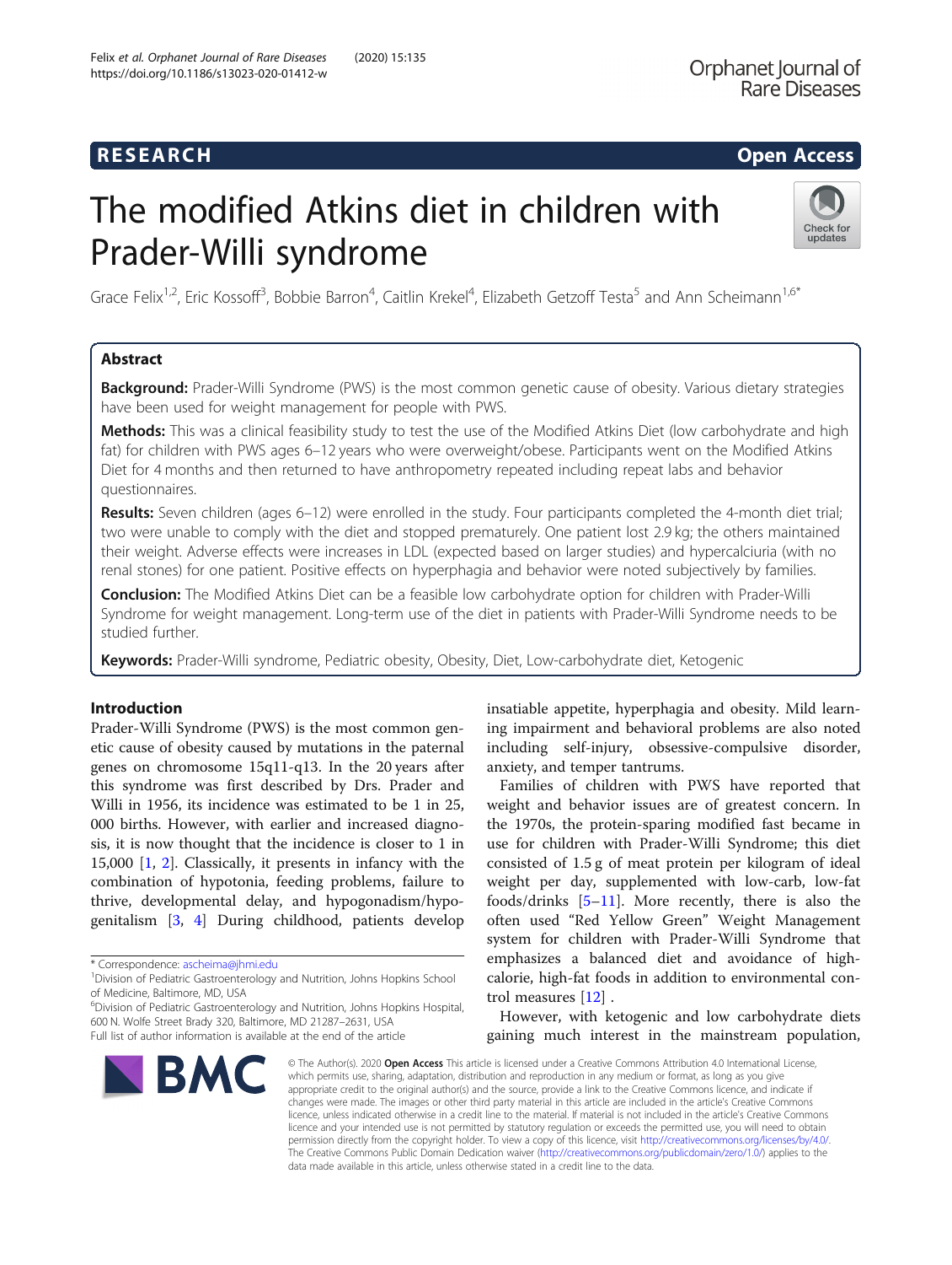RESEARCH

Open Access

# The modified Atkins diet in children with Prader-Willi syndrome

Grace Felix[1,2], Eric Kossoff[3], Bobbie Barron[4], Caitlin Krekel[4], Elizabeth Getzoff Testa[5] and Ann Scheimann[1,6*]

## Abstract

**Background:** Prader-Willi Syndrome (PWS) is the most common genetic cause of obesity. Various dietary strategies have been used for weight management for people with PWS.

**Methods:** This was a clinical feasibility study to test the use of the Modified Atkins Diet (low carbohydrate and high fat) for children with PWS ages 6–12 years who were overweight/obese. Participants went on the Modified Atkins Diet for 4 months and then returned to have anthropometry repeated including repeat labs and behavior questionnaires.

**Results:** Seven children (ages 6–12) were enrolled in the study. Four participants completed the 4-month diet trial; two were unable to comply with the diet and stopped prematurely. One patient lost 2.9 kg; the others maintained their weight. Adverse effects were increases in LDL (expected based on larger studies) and hypercalciuria (with no renal stones) for one patient. Positive effects on hyperphagia and behavior were noted subjectively by families.

**Conclusion:** The Modified Atkins Diet can be a feasible low carbohydrate option for children with Prader-Willi Syndrome for weight management. Long-term use of the diet in patients with Prader-Willi Syndrome needs to be studied further.

**Keywords:** Prader-Willi syndrome, Pediatric obesity, Obesity, Diet, Low-carbohydrate diet, Ketogenic

## Introduction

Prader-Willi Syndrome (PWS) is the most common genetic cause of obesity caused by mutations in the paternal genes on chromosome 15q11-q13. In the 20 years after this syndrome was first described by Drs. Prader and Willi in 1956, its incidence was estimated to be 1 in 25, 000 births. However, with earlier and increased diagnosis, it is now thought that the incidence is closer to 1 in 15,000 [1, 2]. Classically, it presents in infancy with the combination of hypotonia, feeding problems, failure to thrive, developmental delay, and hypogonadism/hypogenitalism [3, 4] During childhood, patients develop insatiable appetite, hyperphagia and obesity. Mild learning impairment and behavioral problems are also noted including self-injury, obsessive-compulsive disorder, anxiety, and temper tantrums.

Families of children with PWS have reported that weight and behavior issues are of greatest concern. In the 1970s, the protein-sparing modified fast became in use for children with Prader-Willi Syndrome; this diet consisted of 1.5 g of meat protein per kilogram of ideal weight per day, supplemented with low-carb, low-fat foods/drinks [5–11]. More recently, there is also the often used "Red Yellow Green" Weight Management system for children with Prader-Willi Syndrome that emphasizes a balanced diet and avoidance of high-calorie, high-fat foods in addition to environmental control measures [12] .

However, with ketogenic and low carbohydrate diets gaining much interest in the mainstream population,

* Correspondence: ascheima@jhmi.edu
[1]Division of Pediatric Gastroenterology and Nutrition, Johns Hopkins School of Medicine, Baltimore, MD, USA
[6]Division of Pediatric Gastroenterology and Nutrition, Johns Hopkins Hospital, 600 N. Wolfe Street Brady 320, Baltimore, MD 21287–2631, USA
Full list of author information is available at the end of the article

© The Author(s). 2020 **Open Access** This article is licensed under a Creative Commons Attribution 4.0 International License, which permits use, sharing, adaptation, distribution and reproduction in any medium or format, as long as you give appropriate credit to the original author(s) and the source, provide a link to the Creative Commons licence, and indicate if changes were made. The images or other third party material in this article are included in the article's Creative Commons licence, unless indicated otherwise in a credit line to the material. If material is not included in the article's Creative Commons licence and your intended use is not permitted by statutory regulation or exceeds the permitted use, you will need to obtain permission directly from the copyright holder. To view a copy of this licence, visit http://creativecommons.org/licenses/by/4.0/. The Creative Commons Public Domain Dedication waiver (http://creativecommons.org/publicdomain/zero/1.0/) applies to the data made available in this article, unless otherwise stated in a credit line to the data.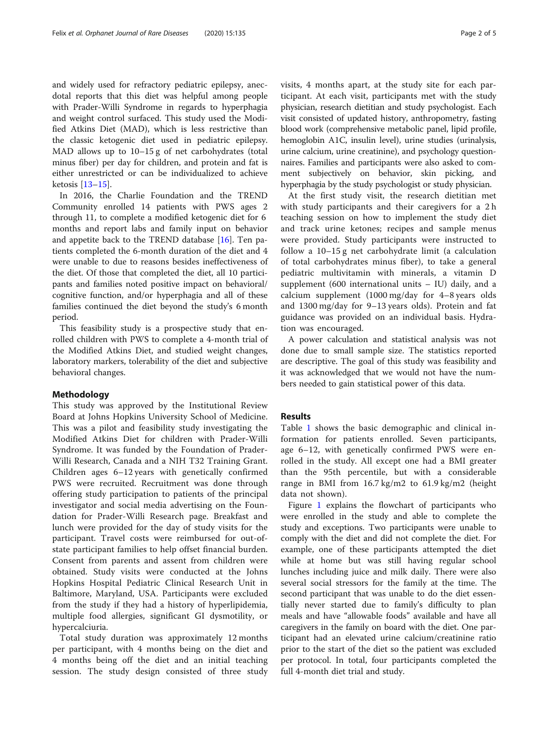and widely used for refractory pediatric epilepsy, anecdotal reports that this diet was helpful among people with Prader-Willi Syndrome in regards to hyperphagia and weight control surfaced. This study used the Modified Atkins Diet (MAD), which is less restrictive than the classic ketogenic diet used in pediatric epilepsy. MAD allows up to 10–15 g of net carbohydrates (total minus fiber) per day for children, and protein and fat is either unrestricted or can be individualized to achieve ketosis [13–15].

In 2016, the Charlie Foundation and the TREND Community enrolled 14 patients with PWS ages 2 through 11, to complete a modified ketogenic diet for 6 months and report labs and family input on behavior and appetite back to the TREND database [16]. Ten patients completed the 6-month duration of the diet and 4 were unable to due to reasons besides ineffectiveness of the diet. Of those that completed the diet, all 10 participants and families noted positive impact on behavioral/cognitive function, and/or hyperphagia and all of these families continued the diet beyond the study's 6 month period.

This feasibility study is a prospective study that enrolled children with PWS to complete a 4-month trial of the Modified Atkins Diet, and studied weight changes, laboratory markers, tolerability of the diet and subjective behavioral changes.

## Methodology

This study was approved by the Institutional Review Board at Johns Hopkins University School of Medicine. This was a pilot and feasibility study investigating the Modified Atkins Diet for children with Prader-Willi Syndrome. It was funded by the Foundation of Prader-Willi Research, Canada and a NIH T32 Training Grant. Children ages 6–12 years with genetically confirmed PWS were recruited. Recruitment was done through offering study participation to patients of the principal investigator and social media advertising on the Foundation for Prader-Willi Research page. Breakfast and lunch were provided for the day of study visits for the participant. Travel costs were reimbursed for out-of-state participant families to help offset financial burden. Consent from parents and assent from children were obtained. Study visits were conducted at the Johns Hopkins Hospital Pediatric Clinical Research Unit in Baltimore, Maryland, USA. Participants were excluded from the study if they had a history of hyperlipidemia, multiple food allergies, significant GI dysmotility, or hypercalciuria.

Total study duration was approximately 12 months per participant, with 4 months being on the diet and 4 months being off the diet and an initial teaching session. The study design consisted of three study visits, 4 months apart, at the study site for each participant. At each visit, participants met with the study physician, research dietitian and study psychologist. Each visit consisted of updated history, anthropometry, fasting blood work (comprehensive metabolic panel, lipid profile, hemoglobin A1C, insulin level), urine studies (urinalysis, urine calcium, urine creatinine), and psychology questionnaires. Families and participants were also asked to comment subjectively on behavior, skin picking, and hyperphagia by the study psychologist or study physician.

At the first study visit, the research dietitian met with study participants and their caregivers for a 2 h teaching session on how to implement the study diet and track urine ketones; recipes and sample menus were provided. Study participants were instructed to follow a 10–15 g net carbohydrate limit (a calculation of total carbohydrates minus fiber), to take a general pediatric multivitamin with minerals, a vitamin D supplement (600 international units – IU) daily, and a calcium supplement (1000 mg/day for 4–8 years olds and 1300 mg/day for 9–13 years olds). Protein and fat guidance was provided on an individual basis. Hydration was encouraged.

A power calculation and statistical analysis was not done due to small sample size. The statistics reported are descriptive. The goal of this study was feasibility and it was acknowledged that we would not have the numbers needed to gain statistical power of this data.

## Results

Table 1 shows the basic demographic and clinical information for patients enrolled. Seven participants, age 6–12, with genetically confirmed PWS were enrolled in the study. All except one had a BMI greater than the 95th percentile, but with a considerable range in BMI from 16.7 kg/m2 to 61.9 kg/m2 (height data not shown).

Figure 1 explains the flowchart of participants who were enrolled in the study and able to complete the study and exceptions. Two participants were unable to comply with the diet and did not complete the diet. For example, one of these participants attempted the diet while at home but was still having regular school lunches including juice and milk daily. There were also several social stressors for the family at the time. The second participant that was unable to do the diet essentially never started due to family's difficulty to plan meals and have "allowable foods" available and have all caregivers in the family on board with the diet. One participant had an elevated urine calcium/creatinine ratio prior to the start of the diet so the patient was excluded per protocol. In total, four participants completed the full 4-month diet trial and study.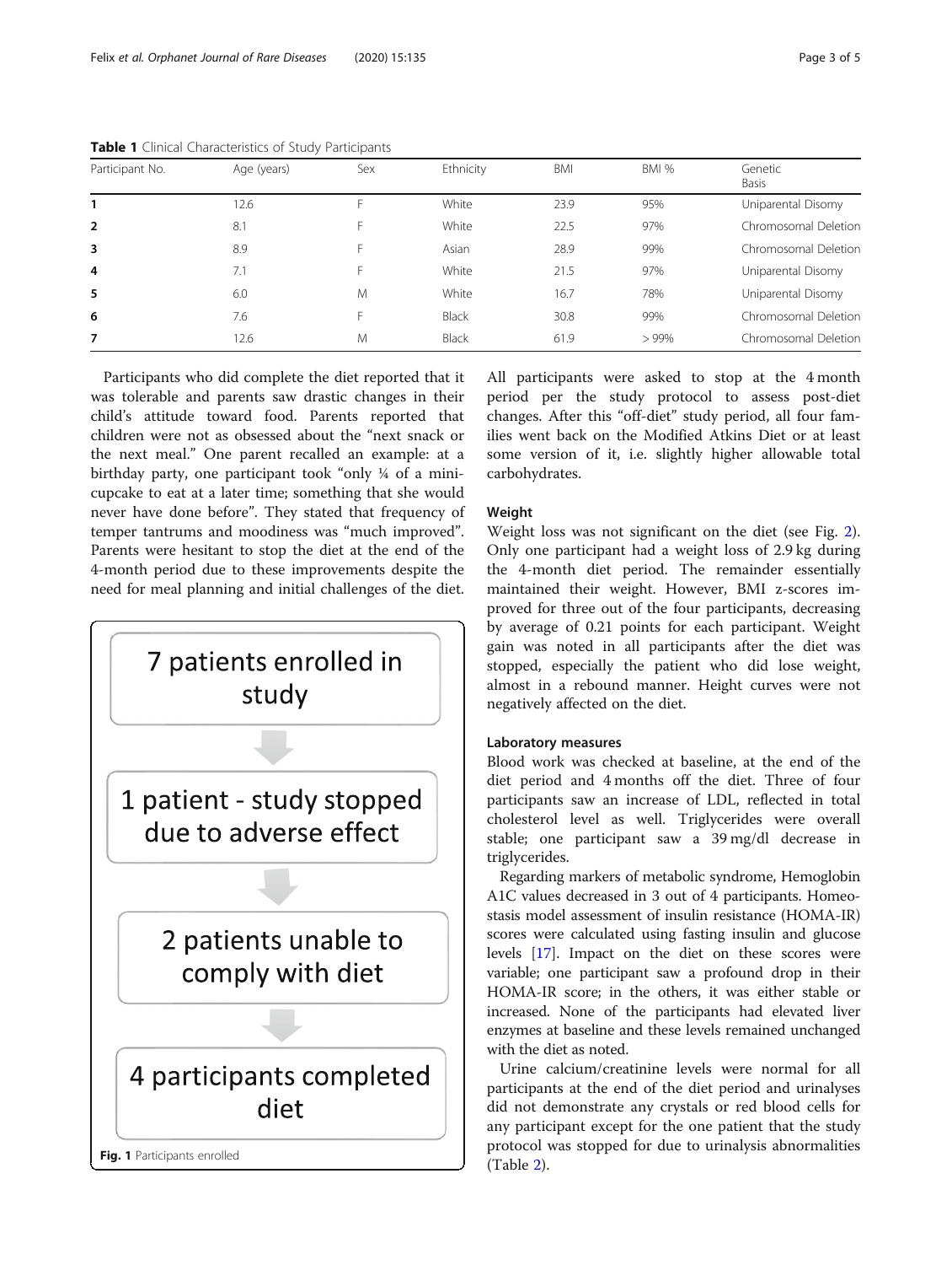**Table 1** Clinical Characteristics of Study Participants

| Participant No. | Age (years) | Sex | Ethnicity | BMI | BMI % | Genetic Basis |
|---|---|---|---|---|---|---|
| **1** | 12.6 | F | White | 23.9 | 95% | Uniparental Disomy |
| **2** | 8.1 | F | White | 22.5 | 97% | Chromosomal Deletion |
| **3** | 8.9 | F | Asian | 28.9 | 99% | Chromosomal Deletion |
| **4** | 7.1 | F | White | 21.5 | 97% | Uniparental Disomy |
| **5** | 6.0 | M | White | 16.7 | 78% | Uniparental Disomy |
| **6** | 7.6 | F | Black | 30.8 | 99% | Chromosomal Deletion |
| **7** | 12.6 | M | Black | 61.9 | > 99% | Chromosomal Deletion |

Participants who did complete the diet reported that it was tolerable and parents saw drastic changes in their child's attitude toward food. Parents reported that children were not as obsessed about the "next snack or the next meal." One parent recalled an example: at a birthday party, one participant took "only ¼ of a mini-cupcake to eat at a later time; something that she would never have done before". They stated that frequency of temper tantrums and moodiness was "much improved". Parents were hesitant to stop the diet at the end of the 4-month period due to these improvements despite the need for meal planning and initial challenges of the diet.

7 patients enrolled in study

1 patient - study stopped due to adverse effect

2 patients unable to comply with diet

4 participants completed diet

**Fig. 1** Participants enrolled

All participants were asked to stop at the 4 month period per the study protocol to assess post-diet changes. After this "off-diet" study period, all four families went back on the Modified Atkins Diet or at least some version of it, i.e. slightly higher allowable total carbohydrates.

### Weight

Weight loss was not significant on the diet (see Fig. 2). Only one participant had a weight loss of 2.9 kg during the 4-month diet period. The remainder essentially maintained their weight. However, BMI z-scores improved for three out of the four participants, decreasing by average of 0.21 points for each participant. Weight gain was noted in all participants after the diet was stopped, especially the patient who did lose weight, almost in a rebound manner. Height curves were not negatively affected on the diet.

### Laboratory measures

Blood work was checked at baseline, at the end of the diet period and 4 months off the diet. Three of four participants saw an increase of LDL, reflected in total cholesterol level as well. Triglycerides were overall stable; one participant saw a 39 mg/dl decrease in triglycerides.

Regarding markers of metabolic syndrome, Hemoglobin A1C values decreased in 3 out of 4 participants. Homeostasis model assessment of insulin resistance (HOMA-IR) scores were calculated using fasting insulin and glucose levels [17]. Impact on the diet on these scores were variable; one participant saw a profound drop in their HOMA-IR score; in the others, it was either stable or increased. None of the participants had elevated liver enzymes at baseline and these levels remained unchanged with the diet as noted.

Urine calcium/creatinine levels were normal for all participants at the end of the diet period and urinalyses did not demonstrate any crystals or red blood cells for any participant except for the one patient that the study protocol was stopped for due to urinalysis abnormalities (Table 2).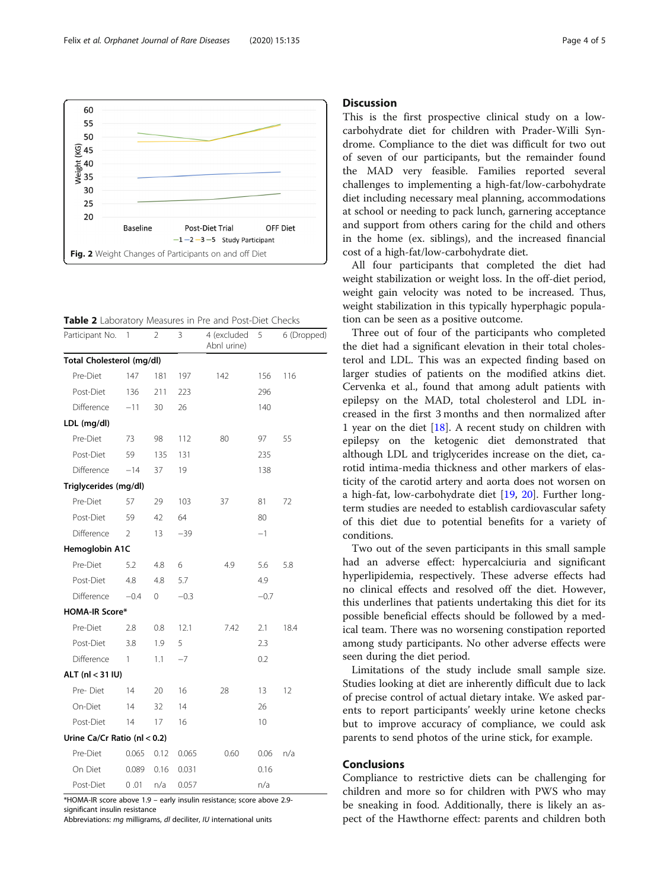Fig. 2 Weight Changes of Participants on and off Diet

**Table 2** Laboratory Measures in Pre and Post-Diet Checks

| Participant No. | 1 | 2 | 3 | 4 (excluded Abnl urine) | 5 | 6 (Dropped) |
|---|---|---|---|---|---|---|
| **Total Cholesterol (mg/dl)** | | | | | | |
| Pre-Diet | 147 | 181 | 197 | 142 | 156 | 116 |
| Post-Diet | 136 | 211 | 223 | | 296 | |
| Difference | −11 | 30 | 26 | | 140 | |
| **LDL (mg/dl)** | | | | | | |
| Pre-Diet | 73 | 98 | 112 | 80 | 97 | 55 |
| Post-Diet | 59 | 135 | 131 | | 235 | |
| Difference | −14 | 37 | 19 | | 138 | |
| **Triglycerides (mg/dl)** | | | | | | |
| Pre-Diet | 57 | 29 | 103 | 37 | 81 | 72 |
| Post-Diet | 59 | 42 | 64 | | 80 | |
| Difference | 2 | 13 | −39 | | −1 | |
| **Hemoglobin A1C** | | | | | | |
| Pre-Diet | 5.2 | 4.8 | 6 | 4.9 | 5.6 | 5.8 |
| Post-Diet | 4.8 | 4.8 | 5.7 | | 4.9 | |
| Difference | −0.4 | 0 | −0.3 | | −0.7 | |
| **HOMA-IR Score*** | | | | | | |
| Pre-Diet | 2.8 | 0.8 | 12.1 | 7.42 | 2.1 | 18.4 |
| Post-Diet | 3.8 | 1.9 | 5 | | 2.3 | |
| Difference | 1 | 1.1 | −7 | | 0.2 | |
| **ALT (nl < 31 IU)** | | | | | | |
| Pre- Diet | 14 | 20 | 16 | 28 | 13 | 12 |
| On-Diet | 14 | 32 | 14 | | 26 | |
| Post-Diet | 14 | 17 | 16 | | 10 | |
| **Urine Ca/Cr Ratio (nl < 0.2)** | | | | | | |
| Pre-Diet | 0.065 | 0.12 | 0.065 | 0.60 | 0.06 | n/a |
| On Diet | 0.089 | 0.16 | 0.031 | | 0.16 | |
| Post-Diet | 0 .01 | n/a | 0.057 | | n/a | |

*HOMA-IR score above 1.9 – early insulin resistance; score above 2.9- significant insulin resistance

Abbreviations: *mg* milligrams, *dl* deciliter, *IU* international units

## Discussion

This is the first prospective clinical study on a low-carbohydrate diet for children with Prader-Willi Syndrome. Compliance to the diet was difficult for two out of seven of our participants, but the remainder found the MAD very feasible. Families reported several challenges to implementing a high-fat/low-carbohydrate diet including necessary meal planning, accommodations at school or needing to pack lunch, garnering acceptance and support from others caring for the child and others in the home (ex. siblings), and the increased financial cost of a high-fat/low-carbohydrate diet.

All four participants that completed the diet had weight stabilization or weight loss. In the off-diet period, weight gain velocity was noted to be increased. Thus, weight stabilization in this typically hyperphagic population can be seen as a positive outcome.

Three out of four of the participants who completed the diet had a significant elevation in their total cholesterol and LDL. This was an expected finding based on larger studies of patients on the modified atkins diet. Cervenka et al., found that among adult patients with epilepsy on the MAD, total cholesterol and LDL increased in the first 3 months and then normalized after 1 year on the diet [18]. A recent study on children with epilepsy on the ketogenic diet demonstrated that although LDL and triglycerides increase on the diet, carotid intima-media thickness and other markers of elasticity of the carotid artery and aorta does not worsen on a high-fat, low-carbohydrate diet [19, 20]. Further long-term studies are needed to establish cardiovascular safety of this diet due to potential benefits for a variety of conditions.

Two out of the seven participants in this small sample had an adverse effect: hypercalciuria and significant hyperlipidemia, respectively. These adverse effects had no clinical effects and resolved off the diet. However, this underlines that patients undertaking this diet for its possible beneficial effects should be followed by a medical team. There was no worsening constipation reported among study participants. No other adverse effects were seen during the diet period.

Limitations of the study include small sample size. Studies looking at diet are inherently difficult due to lack of precise control of actual dietary intake. We asked parents to report participants' weekly urine ketone checks but to improve accuracy of compliance, we could ask parents to send photos of the urine stick, for example.

## Conclusions

Compliance to restrictive diets can be challenging for children and more so for children with PWS who may be sneaking in food. Additionally, there is likely an aspect of the Hawthorne effect: parents and children both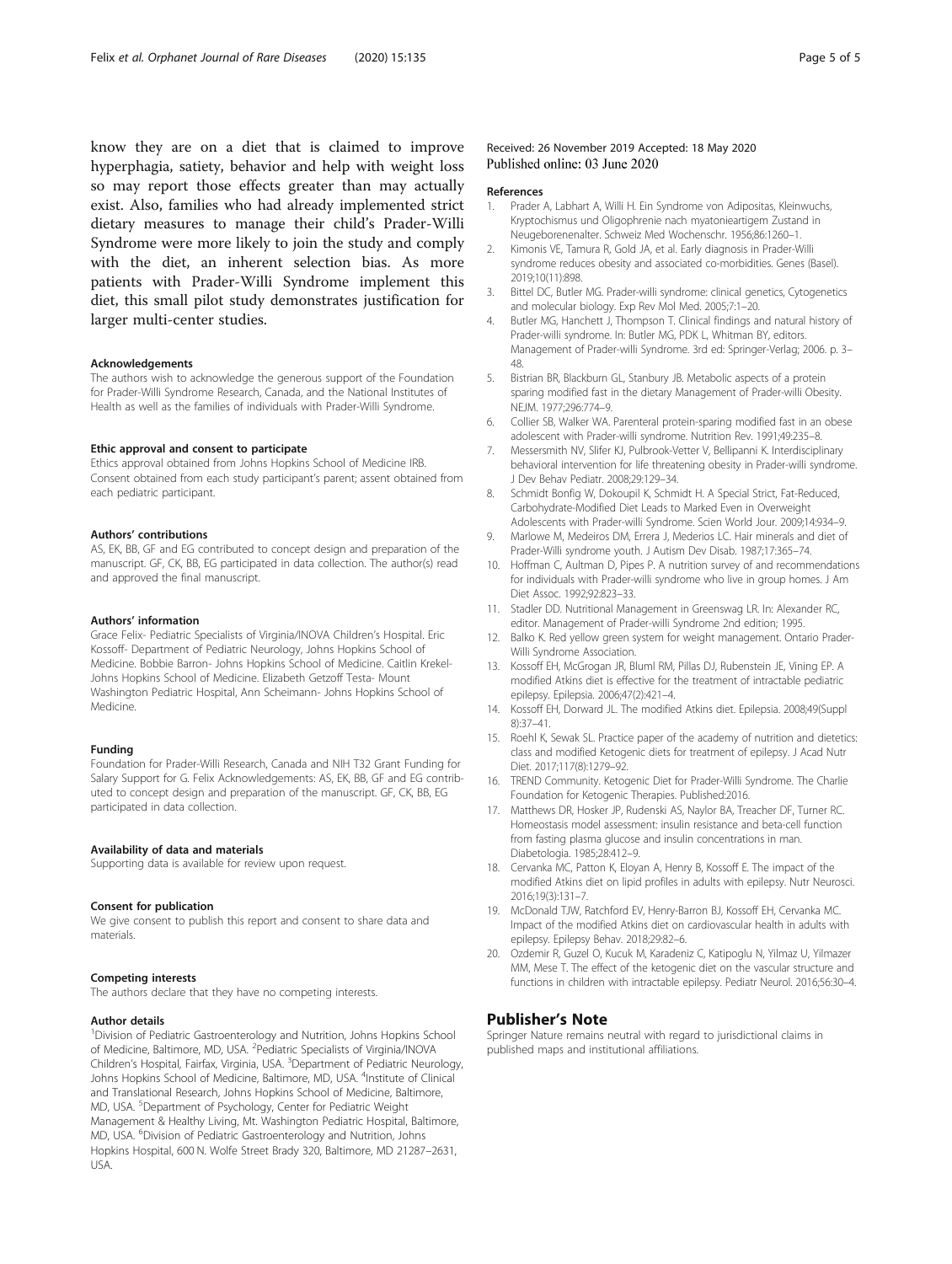know they are on a diet that is claimed to improve hyperphagia, satiety, behavior and help with weight loss so may report those effects greater than may actually exist. Also, families who had already implemented strict dietary measures to manage their child's Prader-Willi Syndrome were more likely to join the study and comply with the diet, an inherent selection bias. As more patients with Prader-Willi Syndrome implement this diet, this small pilot study demonstrates justification for larger multi-center studies.

#### Acknowledgements

The authors wish to acknowledge the generous support of the Foundation for Prader-Willi Syndrome Research, Canada, and the National Institutes of Health as well as the families of individuals with Prader-Willi Syndrome.

#### Ethic approval and consent to participate

Ethics approval obtained from Johns Hopkins School of Medicine IRB. Consent obtained from each study participant's parent; assent obtained from each pediatric participant.

#### Authors' contributions

AS, EK, BB, GF and EG contributed to concept design and preparation of the manuscript. GF, CK, BB, EG participated in data collection. The author(s) read and approved the final manuscript.

#### Authors' information

Grace Felix- Pediatric Specialists of Virginia/INOVA Children's Hospital. Eric Kossoff- Department of Pediatric Neurology, Johns Hopkins School of Medicine. Bobbie Barron- Johns Hopkins School of Medicine. Caitlin Krekel-Johns Hopkins School of Medicine. Elizabeth Getzoff Testa- Mount Washington Pediatric Hospital, Ann Scheimann- Johns Hopkins School of Medicine.

#### Funding

Foundation for Prader-Willi Research, Canada and NIH T32 Grant Funding for Salary Support for G. Felix Acknowledgements: AS, EK, BB, GF and EG contributed to concept design and preparation of the manuscript. GF, CK, BB, EG participated in data collection.

#### Availability of data and materials

Supporting data is available for review upon request.

#### Consent for publication

We give consent to publish this report and consent to share data and materials.

#### Competing interests

The authors declare that they have no competing interests.

#### Author details

[1]Division of Pediatric Gastroenterology and Nutrition, Johns Hopkins School of Medicine, Baltimore, MD, USA. [2]Pediatric Specialists of Virginia/INOVA Children's Hospital, Fairfax, Virginia, USA. [3]Department of Pediatric Neurology, Johns Hopkins School of Medicine, Baltimore, MD, USA. [4]Institute of Clinical and Translational Research, Johns Hopkins School of Medicine, Baltimore, MD, USA. [5]Department of Psychology, Center for Pediatric Weight Management & Healthy Living, Mt. Washington Pediatric Hospital, Baltimore, MD, USA. [6]Division of Pediatric Gastroenterology and Nutrition, Johns Hopkins Hospital, 600 N. Wolfe Street Brady 320, Baltimore, MD 21287–2631, USA.

Received: 26 November 2019 Accepted: 18 May 2020
Published online: 03 June 2020

#### References

1. Prader A, Labhart A, Willi H. Ein Syndrome von Adipositas, Kleinwuchs, Kryptochismus und Oligophrenie nach myatonieartigem Zustand in Neugeborenenalter. Schweiz Med Wochenschr. 1956;86:1260–1.
2. Kimonis VE, Tamura R, Gold JA, et al. Early diagnosis in Prader-Willi syndrome reduces obesity and associated co-morbidities. Genes (Basel). 2019;10(11):898.
3. Bittel DC, Butler MG. Prader-willi syndrome: clinical genetics, Cytogenetics and molecular biology. Exp Rev Mol Med. 2005;7:1–20.
4. Butler MG, Hanchett J, Thompson T. Clinical findings and natural history of Prader-willi syndrome. In: Butler MG, PDK L, Whitman BY, editors. Management of Prader-willi Syndrome. 3rd ed: Springer-Verlag; 2006. p. 3–48.
5. Bistrian BR, Blackburn GL, Stanbury JB. Metabolic aspects of a protein sparing modified fast in the dietary Management of Prader-willi Obesity. NEJM. 1977;296:774–9.
6. Collier SB, Walker WA. Parenteral protein-sparing modified fast in an obese adolescent with Prader-willi syndrome. Nutrition Rev. 1991;49:235–8.
7. Messersmith NV, Slifer KJ, Pulbrook-Vetter V, Bellipanni K. Interdisciplinary behavioral intervention for life threatening obesity in Prader-willi syndrome. J Dev Behav Pediatr. 2008;29:129–34.
8. Schmidt Bonfig W, Dokoupil K, Schmidt H. A Special Strict, Fat-Reduced, Carbohydrate-Modified Diet Leads to Marked Even in Overweight Adolescents with Prader-willi Syndrome. Scien World Jour. 2009;14:934–9.
9. Marlowe M, Medeiros DM, Errera J, Mederios LC. Hair minerals and diet of Prader-Willi syndrome youth. J Autism Dev Disab. 1987;17:365–74.
10. Hoffman C, Aultman D, Pipes P. A nutrition survey of and recommendations for individuals with Prader-willi syndrome who live in group homes. J Am Diet Assoc. 1992;92:823–33.
11. Stadler DD. Nutritional Management in Greenswag LR. In: Alexander RC, editor. Management of Prader-willi Syndrome 2nd edition; 1995.
12. Balko K. Red yellow green system for weight management. Ontario Prader-Willi Syndrome Association.
13. Kossoff EH, McGrogan JR, Bluml RM, Pillas DJ, Rubenstein JE, Vining EP. A modified Atkins diet is effective for the treatment of intractable pediatric epilepsy. Epilepsia. 2006;47(2):421–4.
14. Kossoff EH, Dorward JL. The modified Atkins diet. Epilepsia. 2008;49(Suppl 8):37–41.
15. Roehl K, Sewak SL. Practice paper of the academy of nutrition and dietetics: class and modified Ketogenic diets for treatment of epilepsy. J Acad Nutr Diet. 2017;117(8):1279–92.
16. TREND Community. Ketogenic Diet for Prader-Willi Syndrome. The Charlie Foundation for Ketogenic Therapies. Published:2016.
17. Matthews DR, Hosker JP, Rudenski AS, Naylor BA, Treacher DF, Turner RC. Homeostasis model assessment: insulin resistance and beta-cell function from fasting plasma glucose and insulin concentrations in man. Diabetologia. 1985;28:412–9.
18. Cervanka MC, Patton K, Eloyan A, Henry B, Kossoff E. The impact of the modified Atkins diet on lipid profiles in adults with epilepsy. Nutr Neurosci. 2016;19(3):131–7.
19. McDonald TJW, Ratchford EV, Henry-Barron BJ, Kossoff EH, Cervanka MC. Impact of the modified Atkins diet on cardiovascular health in adults with epilepsy. Epilepsy Behav. 2018;29:82–6.
20. Ozdemir R, Guzel O, Kucuk M, Karadeniz C, Katipoglu N, Yilmaz U, Yilmazer MM, Mese T. The effect of the ketogenic diet on the vascular structure and functions in children with intractable epilepsy. Pediatr Neurol. 2016;56:30–4.

## Publisher's Note

Springer Nature remains neutral with regard to jurisdictional claims in published maps and institutional affiliations.